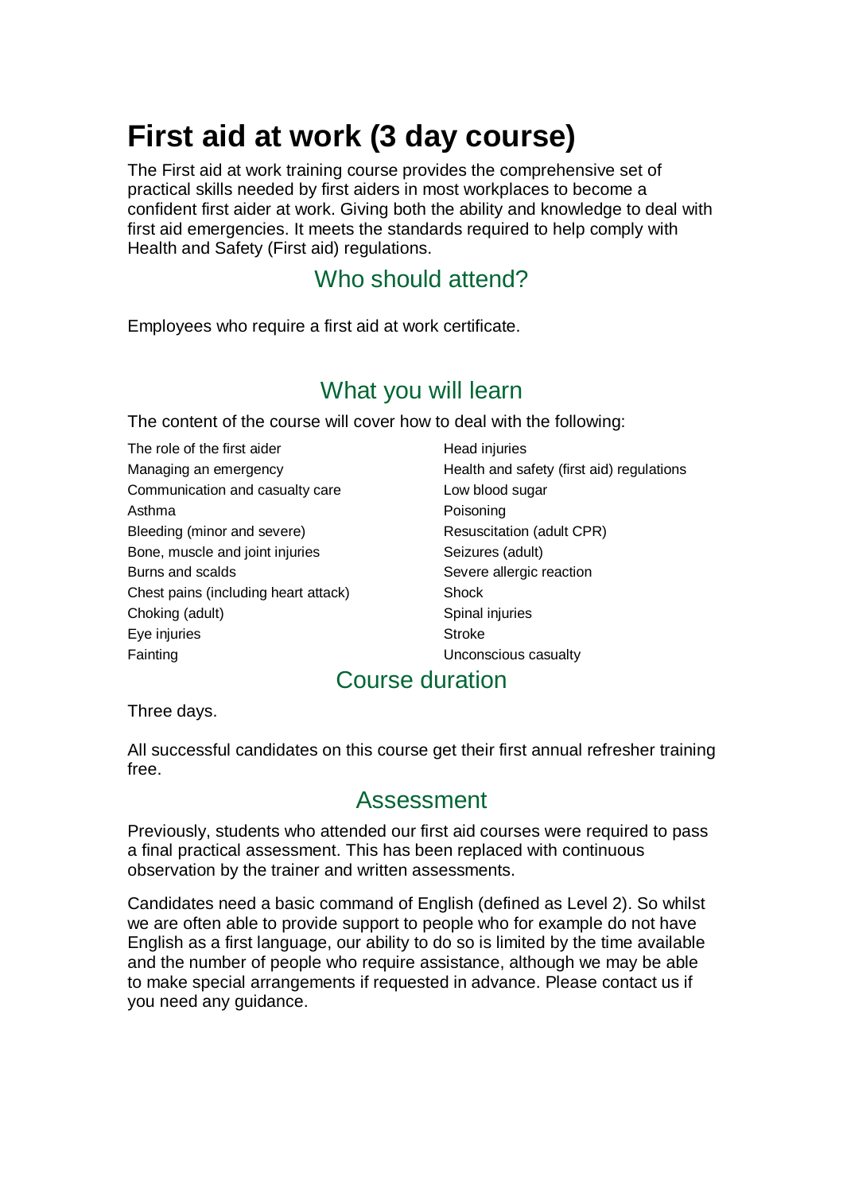# First aid at work (3 day course)

The First aid at work training course provides the comprehensive set of practical skills needed by first aiders in most workplaces to become a confident first aider at work. Giving both the ability and knowledge to deal with first aid emergencies. It meets the standards required to help comply with Health and Safety (First aid) regulations.

## Who should attend?

Employees who require a first aid at work certificate.

## What you will learn

The content of the course will cover how to deal with the following:

- The role of the first aider
- Managing an emergency
- Communication and casualty care
- Asthma
- Bleeding (minor and severe)
- Bone, muscle and joint injuries
- Burns and scalds
- Chest pains (including heart attack)
- Choking (adult)
- Eye injuries
- Fainting
- Head injuries
- Health and safety (first aid) regulations
- Low blood sugar
- Poisoning
- Resuscitation (adult CPR)
- Seizures (adult)
- Severe allergic reaction
- Shock
- Spinal injuries
- Stroke
- Unconscious casualty

## Course duration

Three days.

All successful candidates on this course get their first annual refresher training free.

## Assessment

Previously, students who attended our first aid courses were required to pass a final practical assessment. This has been replaced with continuous observation by the trainer and written assessments.

Candidates need a basic command of English (defined as Level 2). So whilst we are often able to provide support to people who for example do not have English as a first language, our ability to do so is limited by the time available and the number of people who require assistance, although we may be able to make special arrangements if requested in advance. Please contact us if you need any guidance.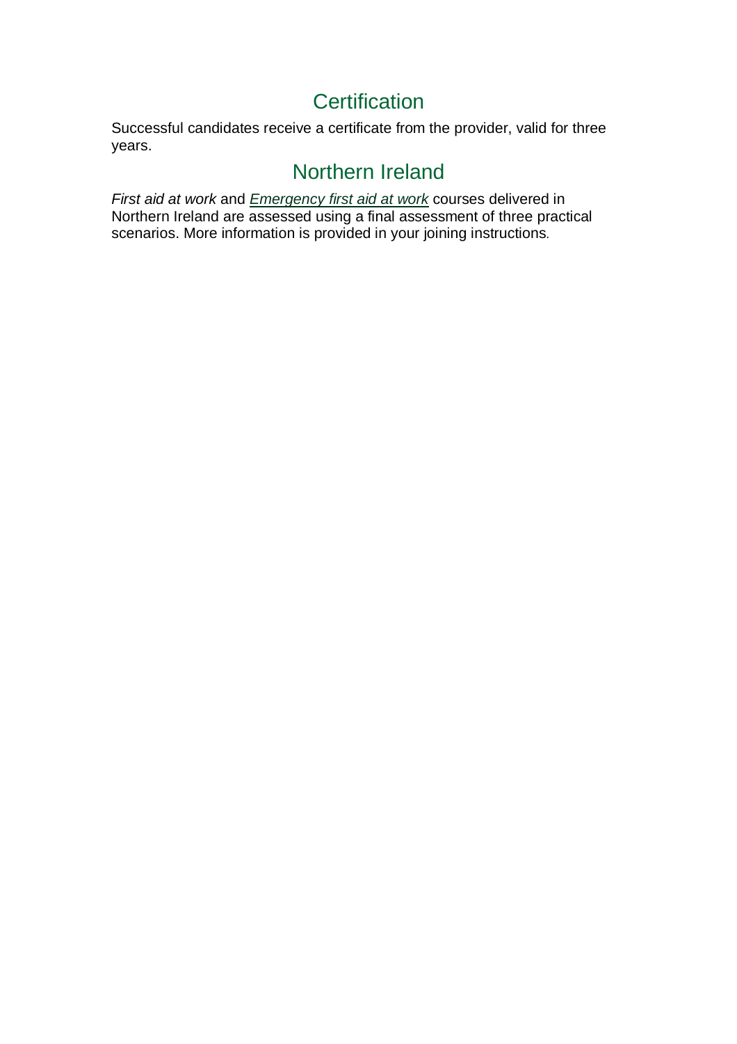## Certification

Successful candidates receive a certificate from the provider, valid for three years.

## Northern Ireland

*First aid at work* and *Emergency first aid at work* courses delivered in Northern Ireland are assessed using a final assessment of three practical scenarios. More information is provided in your joining instructions.